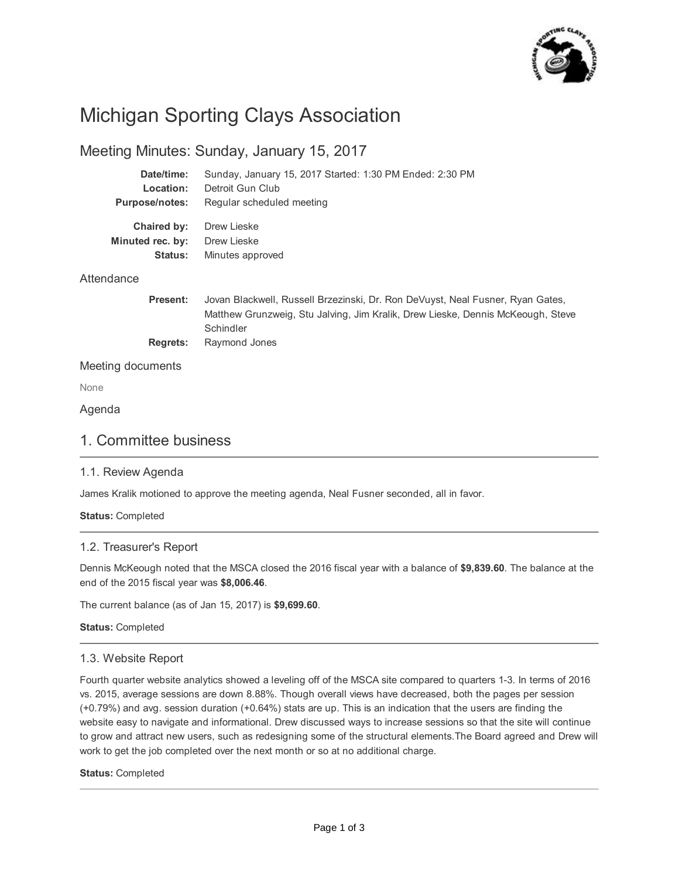# Michigan Sporting Clays Association

## Meeting Minutes: Sunday, January 15, 2017

| | |
|---|---|
| **Date/time:** | Sunday, January 15, 2017 Started: 1:30 PM Ended: 2:30 PM |
| **Location:** | Detroit Gun Club |
| **Purpose/notes:** | Regular scheduled meeting |
| **Chaired by:** | Drew Lieske |
| **Minuted rec. by:** | Drew Lieske |
| **Status:** | Minutes approved |

### Attendance

| | |
|---|---|
| **Present:** | Jovan Blackwell, Russell Brzezinski, Dr. Ron DeVuyst, Neal Fusner, Ryan Gates, Matthew Grunzweig, Stu Jalving, Jim Kralik, Drew Lieske, Dennis McKeough, Steve Schindler |
| **Regrets:** | Raymond Jones |

### Meeting documents

None

### Agenda

## 1. Committee business

### 1.1. Review Agenda

James Kralik motioned to approve the meeting agenda, Neal Fusner seconded, all in favor.

**Status:** Completed

### 1.2. Treasurer's Report

Dennis McKeough noted that the MSCA closed the 2016 fiscal year with a balance of **$9,839.60**. The balance at the end of the 2015 fiscal year was **$8,006.46**.

The current balance (as of Jan 15, 2017) is **$9,699.60**.

**Status:** Completed

### 1.3. Website Report

Fourth quarter website analytics showed a leveling off of the MSCA site compared to quarters 1-3. In terms of 2016 vs. 2015, average sessions are down 8.88%. Though overall views have decreased, both the pages per session (+0.79%) and avg. session duration (+0.64%) stats are up. This is an indication that the users are finding the website easy to navigate and informational. Drew discussed ways to increase sessions so that the site will continue to grow and attract new users, such as redesigning some of the structural elements.The Board agreed and Drew will work to get the job completed over the next month or so at no additional charge.

**Status:** Completed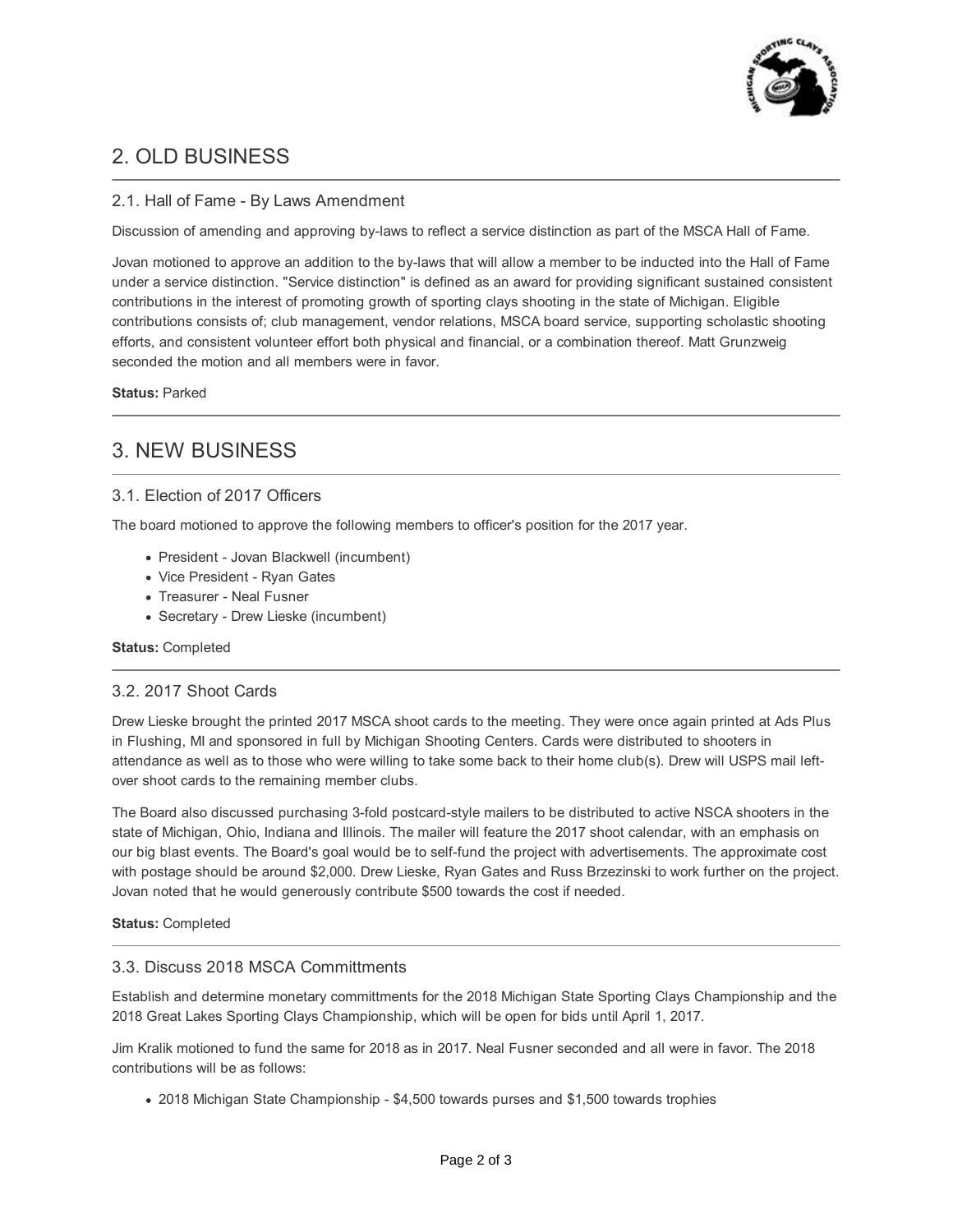## 2. OLD BUSINESS

### 2.1. Hall of Fame - By Laws Amendment

Discussion of amending and approving by-laws to reflect a service distinction as part of the MSCA Hall of Fame.

Jovan motioned to approve an addition to the by-laws that will allow a member to be inducted into the Hall of Fame under a service distinction. "Service distinction" is defined as an award for providing significant sustained consistent contributions in the interest of promoting growth of sporting clays shooting in the state of Michigan. Eligible contributions consists of; club management, vendor relations, MSCA board service, supporting scholastic shooting efforts, and consistent volunteer effort both physical and financial, or a combination thereof. Matt Grunzweig seconded the motion and all members were in favor.

**Status:** Parked

## 3. NEW BUSINESS

### 3.1. Election of 2017 Officers

The board motioned to approve the following members to officer's position for the 2017 year.

- President - Jovan Blackwell (incumbent)
- Vice President - Ryan Gates
- Treasurer - Neal Fusner
- Secretary - Drew Lieske (incumbent)

**Status:** Completed

### 3.2. 2017 Shoot Cards

Drew Lieske brought the printed 2017 MSCA shoot cards to the meeting. They were once again printed at Ads Plus in Flushing, MI and sponsored in full by Michigan Shooting Centers. Cards were distributed to shooters in attendance as well as to those who were willing to take some back to their home club(s). Drew will USPS mail left-over shoot cards to the remaining member clubs.

The Board also discussed purchasing 3-fold postcard-style mailers to be distributed to active NSCA shooters in the state of Michigan, Ohio, Indiana and Illinois. The mailer will feature the 2017 shoot calendar, with an emphasis on our big blast events. The Board's goal would be to self-fund the project with advertisements. The approximate cost with postage should be around $2,000. Drew Lieske, Ryan Gates and Russ Brzezinski to work further on the project. Jovan noted that he would generously contribute $500 towards the cost if needed.

**Status:** Completed

### 3.3. Discuss 2018 MSCA Committments

Establish and determine monetary committments for the 2018 Michigan State Sporting Clays Championship and the 2018 Great Lakes Sporting Clays Championship, which will be open for bids until April 1, 2017.

Jim Kralik motioned to fund the same for 2018 as in 2017. Neal Fusner seconded and all were in favor. The 2018 contributions will be as follows:

- 2018 Michigan State Championship - $4,500 towards purses and $1,500 towards trophies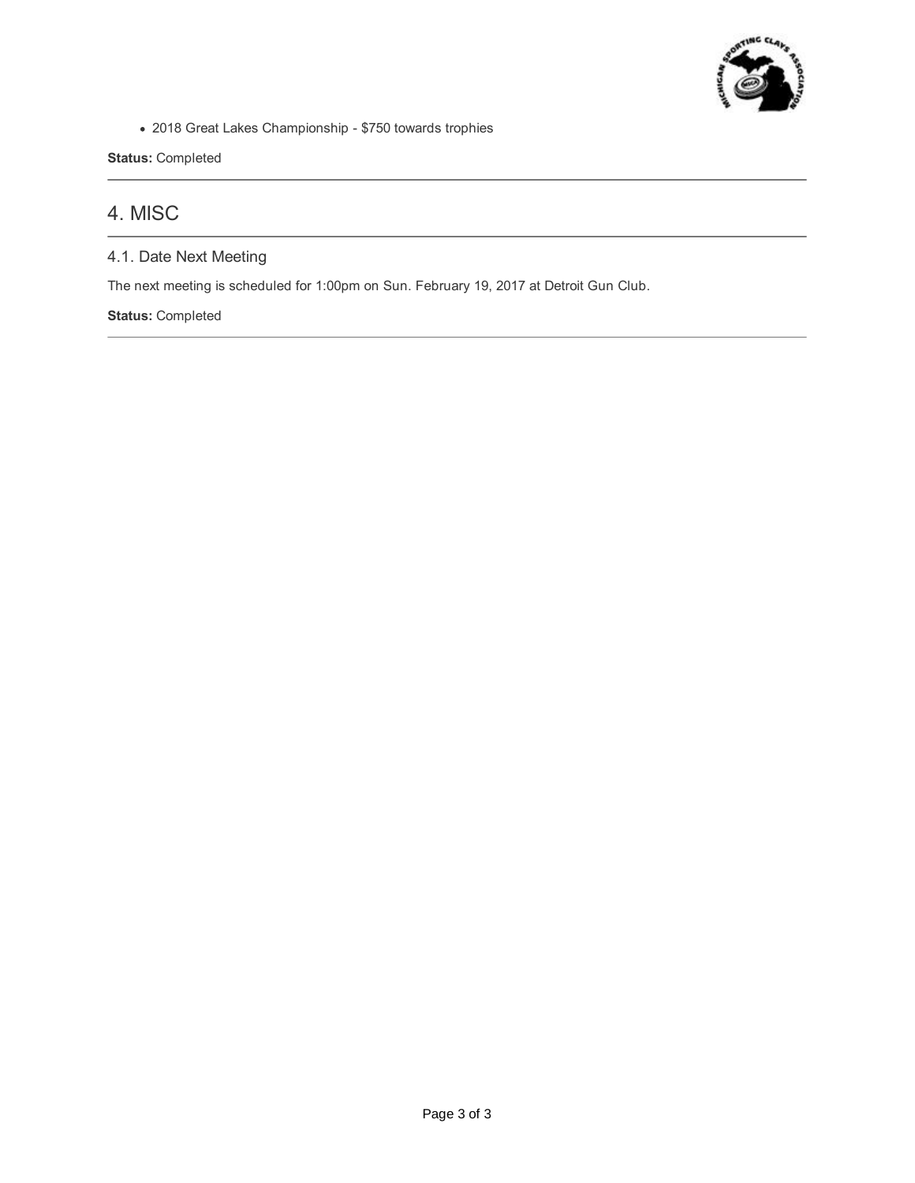- 2018 Great Lakes Championship - $750 towards trophies

**Status:** Completed

---

# 4. MISC

---

## 4.1. Date Next Meeting

The next meeting is scheduled for 1:00pm on Sun. February 19, 2017 at Detroit Gun Club.

**Status:** Completed

---